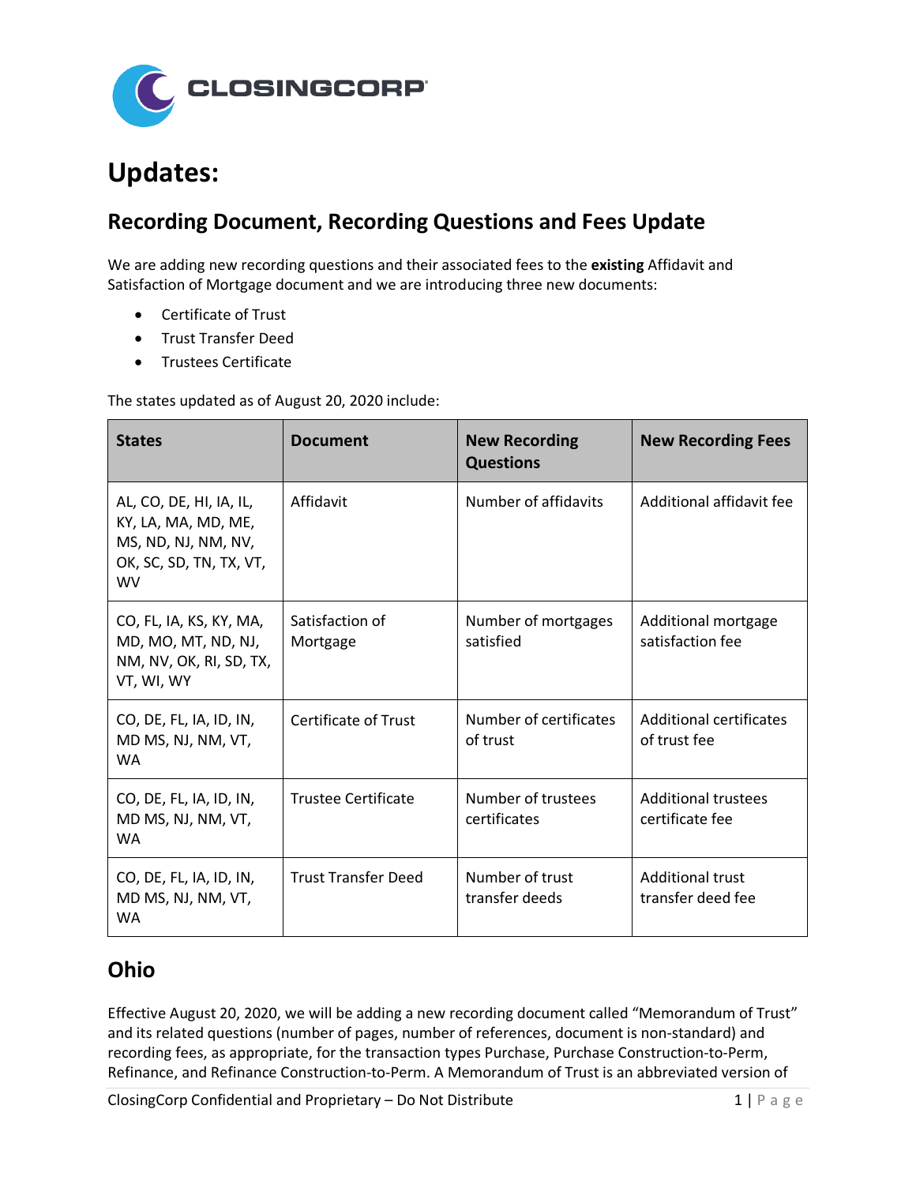# Updates:

## Recording Document, Recording Questions and Fees Update

We are adding new recording questions and their associated fees to the **existing** Affidavit and Satisfaction of Mortgage document and we are introducing three new documents:

- Certificate of Trust
- Trust Transfer Deed
- Trustees Certificate

The states updated as of August 20, 2020 include:

| States | Document | New Recording Questions | New Recording Fees |
|---|---|---|---|
| AL, CO, DE, HI, IA, IL, KY, LA, MA, MD, ME, MS, ND, NJ, NM, NV, OK, SC, SD, TN, TX, VT, WV | Affidavit | Number of affidavits | Additional affidavit fee |
| CO, FL, IA, KS, KY, MA, MD, MO, MT, ND, NJ, NM, NV, OK, RI, SD, TX, VT, WI, WY | Satisfaction of Mortgage | Number of mortgages satisfied | Additional mortgage satisfaction fee |
| CO, DE, FL, IA, ID, IN, MD MS, NJ, NM, VT, WA | Certificate of Trust | Number of certificates of trust | Additional certificates of trust fee |
| CO, DE, FL, IA, ID, IN, MD MS, NJ, NM, VT, WA | Trustee Certificate | Number of trustees certificates | Additional trustees certificate fee |
| CO, DE, FL, IA, ID, IN, MD MS, NJ, NM, VT, WA | Trust Transfer Deed | Number of trust transfer deeds | Additional trust transfer deed fee |

## Ohio

Effective August 20, 2020, we will be adding a new recording document called "Memorandum of Trust" and its related questions (number of pages, number of references, document is non-standard) and recording fees, as appropriate, for the transaction types Purchase, Purchase Construction-to-Perm, Refinance, and Refinance Construction-to-Perm. A Memorandum of Trust is an abbreviated version of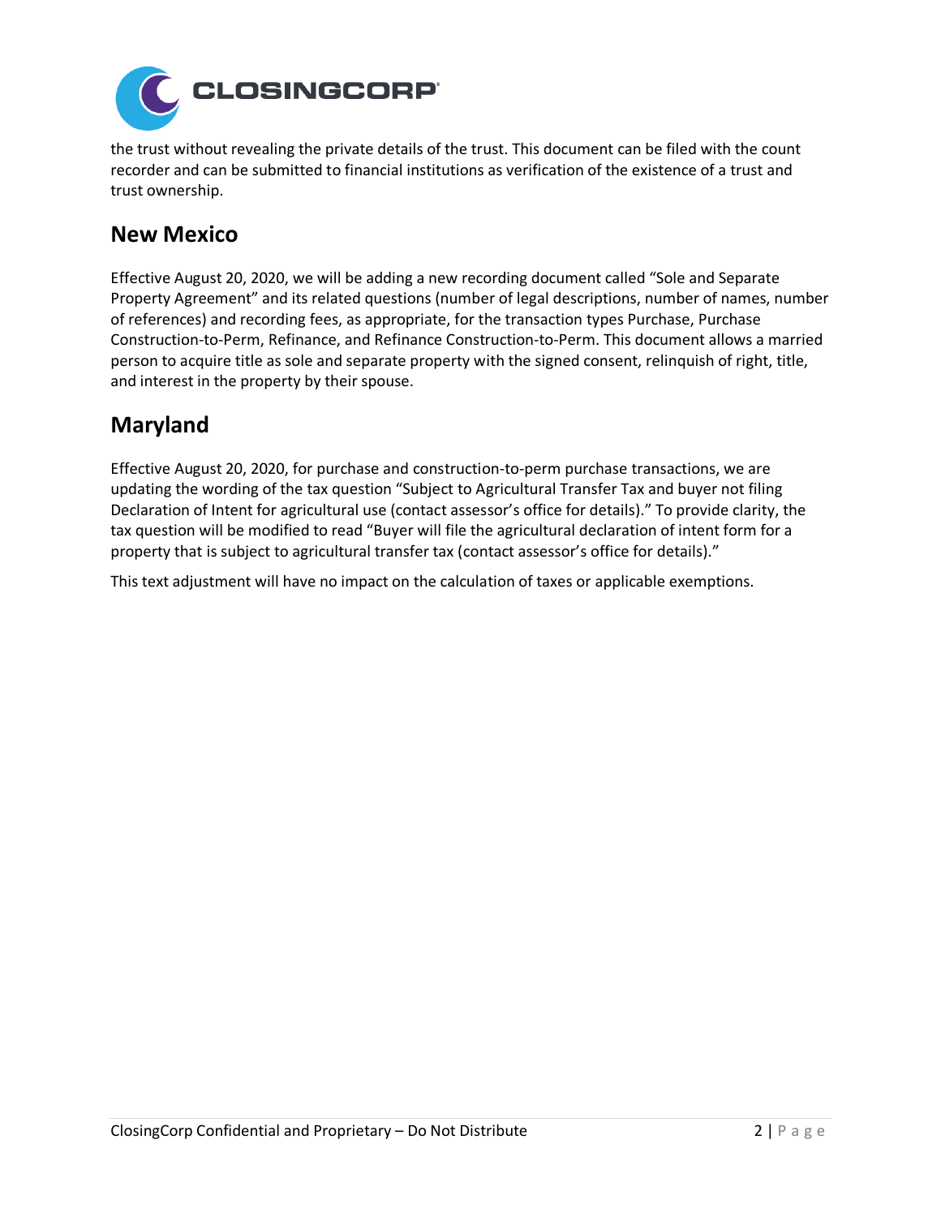the trust without revealing the private details of the trust. This document can be filed with the count recorder and can be submitted to financial institutions as verification of the existence of a trust and trust ownership.

## New Mexico

Effective August 20, 2020, we will be adding a new recording document called “Sole and Separate Property Agreement” and its related questions (number of legal descriptions, number of names, number of references) and recording fees, as appropriate, for the transaction types Purchase, Purchase Construction-to-Perm, Refinance, and Refinance Construction-to-Perm. This document allows a married person to acquire title as sole and separate property with the signed consent, relinquish of right, title, and interest in the property by their spouse.

## Maryland

Effective August 20, 2020, for purchase and construction-to-perm purchase transactions, we are updating the wording of the tax question “Subject to Agricultural Transfer Tax and buyer not filing Declaration of Intent for agricultural use (contact assessor’s office for details).” To provide clarity, the tax question will be modified to read “Buyer will file the agricultural declaration of intent form for a property that is subject to agricultural transfer tax (contact assessor’s office for details).”

This text adjustment will have no impact on the calculation of taxes or applicable exemptions.